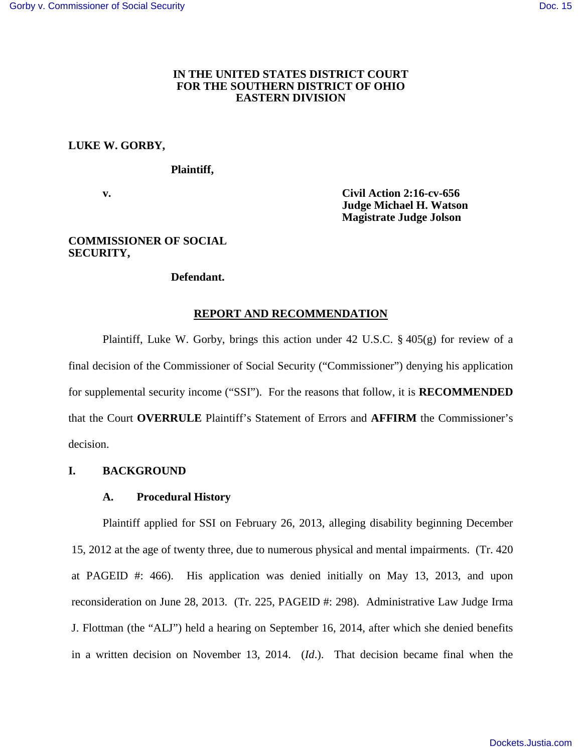**IN THE UNITED STATES DISTRICT COURT**
**FOR THE SOUTHERN DISTRICT OF OHIO**
**EASTERN DIVISION**

**LUKE W. GORBY,**

**Plaintiff,**

**v.**

**Civil Action 2:16-cv-656**
**Judge Michael H. Watson**
**Magistrate Judge Jolson**

**COMMISSIONER OF SOCIAL SECURITY,**

**Defendant.**

## REPORT AND RECOMMENDATION

Plaintiff, Luke W. Gorby, brings this action under 42 U.S.C. § 405(g) for review of a final decision of the Commissioner of Social Security ("Commissioner") denying his application for supplemental security income ("SSI"). For the reasons that follow, it is **RECOMMENDED** that the Court **OVERRULE** Plaintiff's Statement of Errors and **AFFIRM** the Commissioner's decision.

### I. BACKGROUND

#### A. Procedural History

Plaintiff applied for SSI on February 26, 2013, alleging disability beginning December 15, 2012 at the age of twenty three, due to numerous physical and mental impairments. (Tr. 420 at PAGEID #: 466). His application was denied initially on May 13, 2013, and upon reconsideration on June 28, 2013. (Tr. 225, PAGEID #: 298). Administrative Law Judge Irma J. Flottman (the "ALJ") held a hearing on September 16, 2014, after which she denied benefits in a written decision on November 13, 2014. (*Id.*). That decision became final when the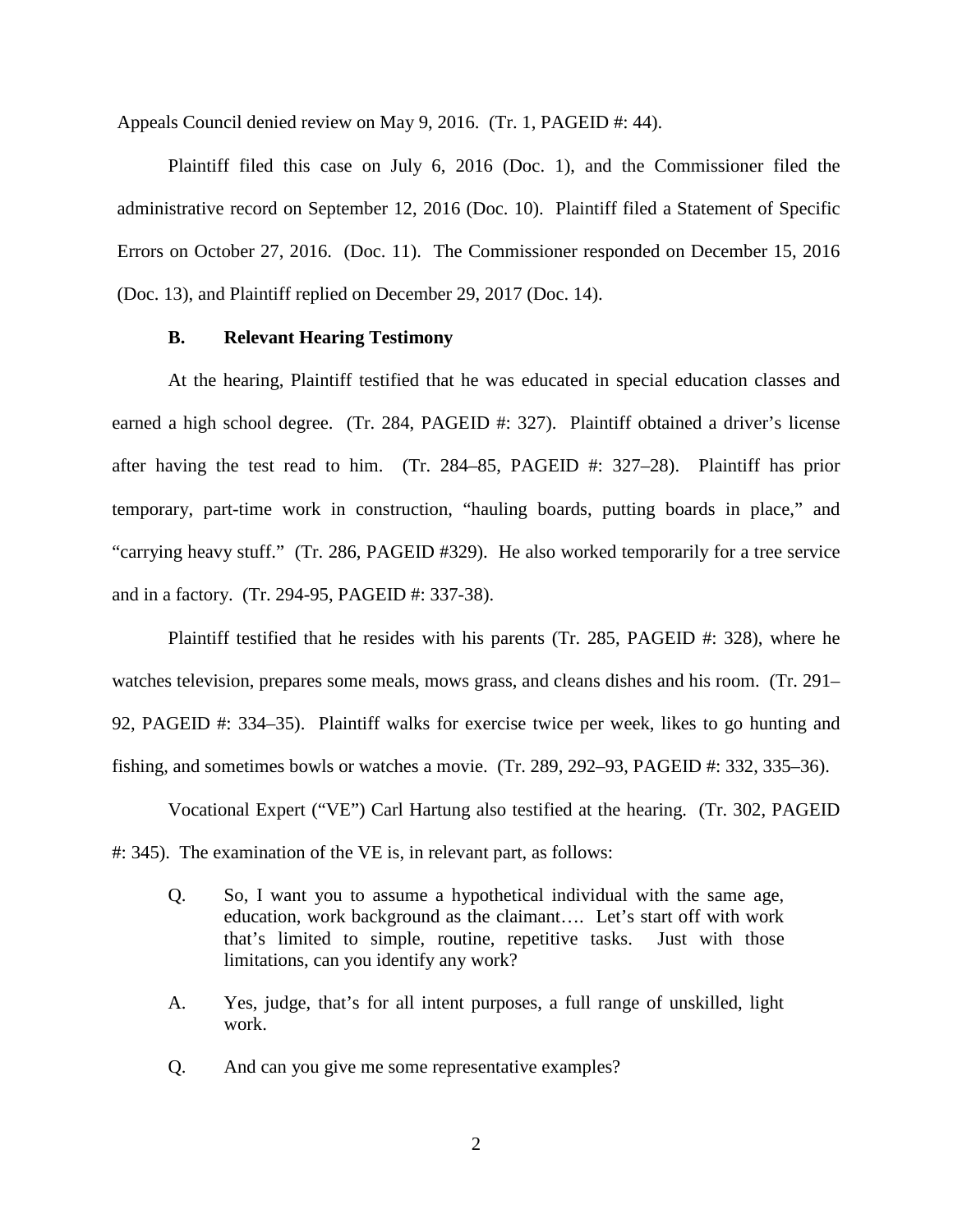Appeals Council denied review on May 9, 2016. (Tr. 1, PAGEID #: 44).

Plaintiff filed this case on July 6, 2016 (Doc. 1), and the Commissioner filed the administrative record on September 12, 2016 (Doc. 10). Plaintiff filed a Statement of Specific Errors on October 27, 2016. (Doc. 11). The Commissioner responded on December 15, 2016 (Doc. 13), and Plaintiff replied on December 29, 2017 (Doc. 14).

### B. Relevant Hearing Testimony

At the hearing, Plaintiff testified that he was educated in special education classes and earned a high school degree. (Tr. 284, PAGEID #: 327). Plaintiff obtained a driver's license after having the test read to him. (Tr. 284–85, PAGEID #: 327–28). Plaintiff has prior temporary, part-time work in construction, "hauling boards, putting boards in place," and "carrying heavy stuff." (Tr. 286, PAGEID #329). He also worked temporarily for a tree service and in a factory. (Tr. 294-95, PAGEID #: 337-38).

Plaintiff testified that he resides with his parents (Tr. 285, PAGEID #: 328), where he watches television, prepares some meals, mows grass, and cleans dishes and his room. (Tr. 291–92, PAGEID #: 334–35). Plaintiff walks for exercise twice per week, likes to go hunting and fishing, and sometimes bowls or watches a movie. (Tr. 289, 292–93, PAGEID #: 332, 335–36).

Vocational Expert ("VE") Carl Hartung also testified at the hearing. (Tr. 302, PAGEID #: 345). The examination of the VE is, in relevant part, as follows:

> Q. So, I want you to assume a hypothetical individual with the same age, education, work background as the claimant…. Let's start off with work that's limited to simple, routine, repetitive tasks. Just with those limitations, can you identify any work?
>
> A. Yes, judge, that's for all intent purposes, a full range of unskilled, light work.
>
> Q. And can you give me some representative examples?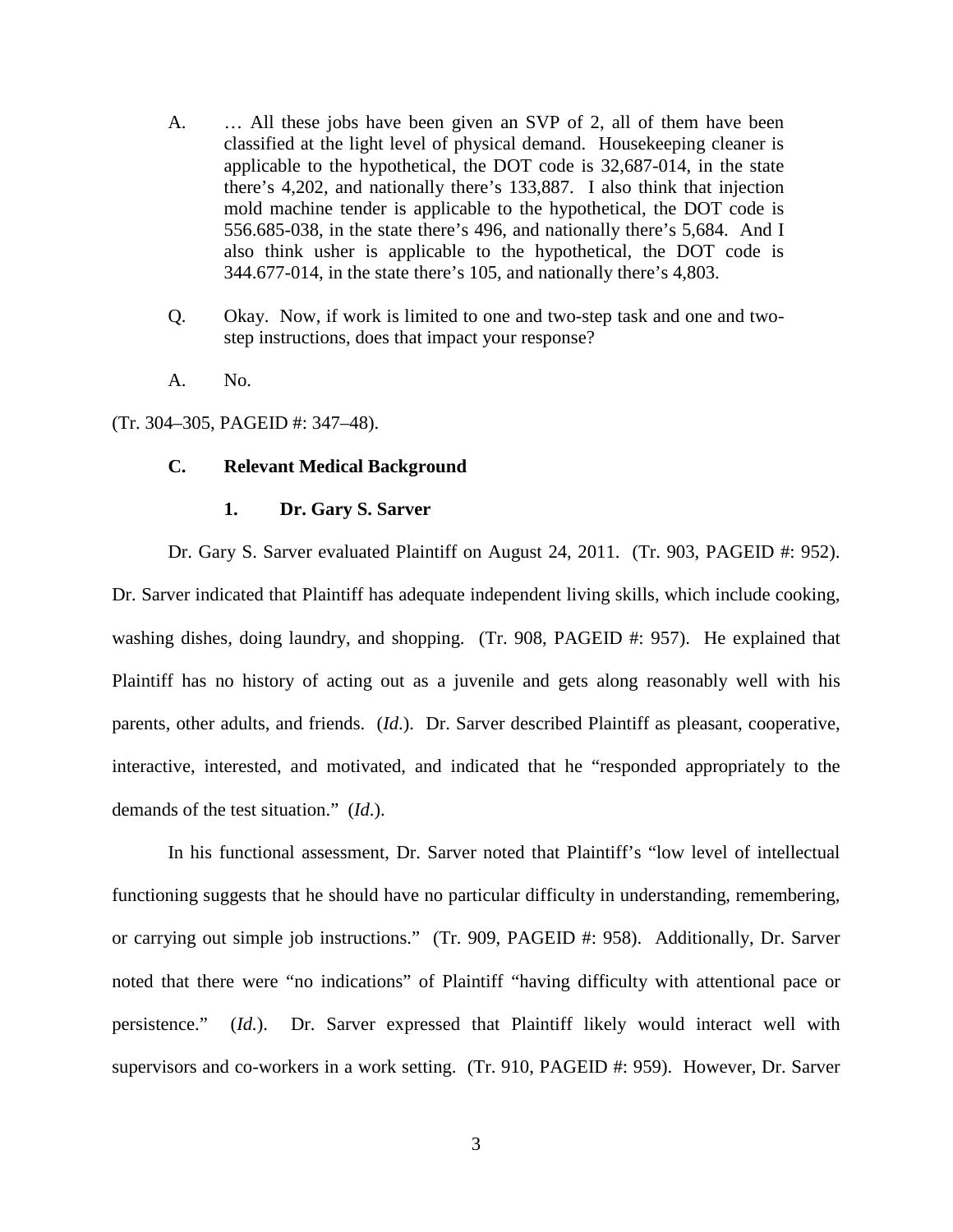A. … All these jobs have been given an SVP of 2, all of them have been classified at the light level of physical demand. Housekeeping cleaner is applicable to the hypothetical, the DOT code is 32,687-014, in the state there's 4,202, and nationally there's 133,887. I also think that injection mold machine tender is applicable to the hypothetical, the DOT code is 556.685-038, in the state there's 496, and nationally there's 5,684. And I also think usher is applicable to the hypothetical, the DOT code is 344.677-014, in the state there's 105, and nationally there's 4,803.

Q. Okay. Now, if work is limited to one and two-step task and one and two-step instructions, does that impact your response?

A. No.

(Tr. 304–305, PAGEID #: 347–48).

### C. Relevant Medical Background

#### 1. Dr. Gary S. Sarver

Dr. Gary S. Sarver evaluated Plaintiff on August 24, 2011. (Tr. 903, PAGEID #: 952). Dr. Sarver indicated that Plaintiff has adequate independent living skills, which include cooking, washing dishes, doing laundry, and shopping. (Tr. 908, PAGEID #: 957). He explained that Plaintiff has no history of acting out as a juvenile and gets along reasonably well with his parents, other adults, and friends. (*Id.*). Dr. Sarver described Plaintiff as pleasant, cooperative, interactive, interested, and motivated, and indicated that he "responded appropriately to the demands of the test situation." (*Id.*).

In his functional assessment, Dr. Sarver noted that Plaintiff's "low level of intellectual functioning suggests that he should have no particular difficulty in understanding, remembering, or carrying out simple job instructions." (Tr. 909, PAGEID #: 958). Additionally, Dr. Sarver noted that there were "no indications" of Plaintiff "having difficulty with attentional pace or persistence." (*Id.*). Dr. Sarver expressed that Plaintiff likely would interact well with supervisors and co-workers in a work setting. (Tr. 910, PAGEID #: 959). However, Dr. Sarver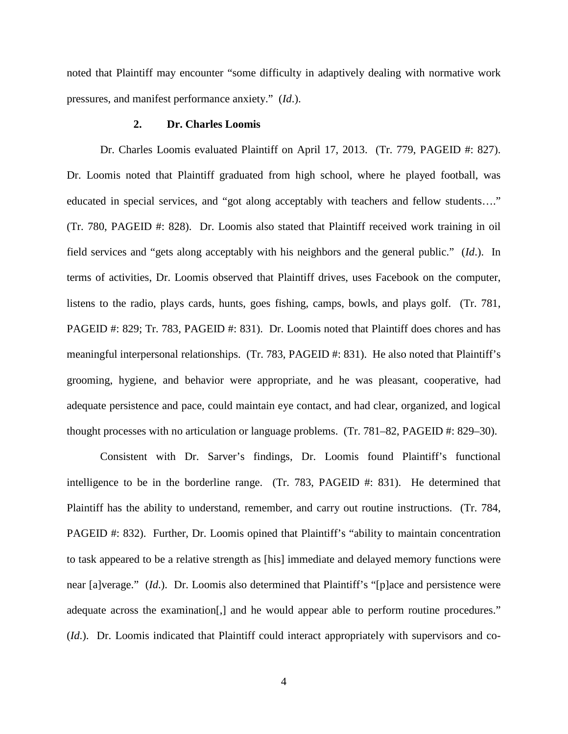noted that Plaintiff may encounter "some difficulty in adaptively dealing with normative work pressures, and manifest performance anxiety." (*Id*.).

### 2. Dr. Charles Loomis

Dr. Charles Loomis evaluated Plaintiff on April 17, 2013. (Tr. 779, PAGEID #: 827). Dr. Loomis noted that Plaintiff graduated from high school, where he played football, was educated in special services, and "got along acceptably with teachers and fellow students…." (Tr. 780, PAGEID #: 828). Dr. Loomis also stated that Plaintiff received work training in oil field services and "gets along acceptably with his neighbors and the general public." (*Id*.). In terms of activities, Dr. Loomis observed that Plaintiff drives, uses Facebook on the computer, listens to the radio, plays cards, hunts, goes fishing, camps, bowls, and plays golf. (Tr. 781, PAGEID #: 829; Tr. 783, PAGEID #: 831). Dr. Loomis noted that Plaintiff does chores and has meaningful interpersonal relationships. (Tr. 783, PAGEID #: 831). He also noted that Plaintiff's grooming, hygiene, and behavior were appropriate, and he was pleasant, cooperative, had adequate persistence and pace, could maintain eye contact, and had clear, organized, and logical thought processes with no articulation or language problems. (Tr. 781–82, PAGEID #: 829–30).

Consistent with Dr. Sarver's findings, Dr. Loomis found Plaintiff's functional intelligence to be in the borderline range. (Tr. 783, PAGEID #: 831). He determined that Plaintiff has the ability to understand, remember, and carry out routine instructions. (Tr. 784, PAGEID #: 832). Further, Dr. Loomis opined that Plaintiff's "ability to maintain concentration to task appeared to be a relative strength as [his] immediate and delayed memory functions were near [a]verage." (*Id*.). Dr. Loomis also determined that Plaintiff's "[p]ace and persistence were adequate across the examination[,] and he would appear able to perform routine procedures." (*Id*.). Dr. Loomis indicated that Plaintiff could interact appropriately with supervisors and co-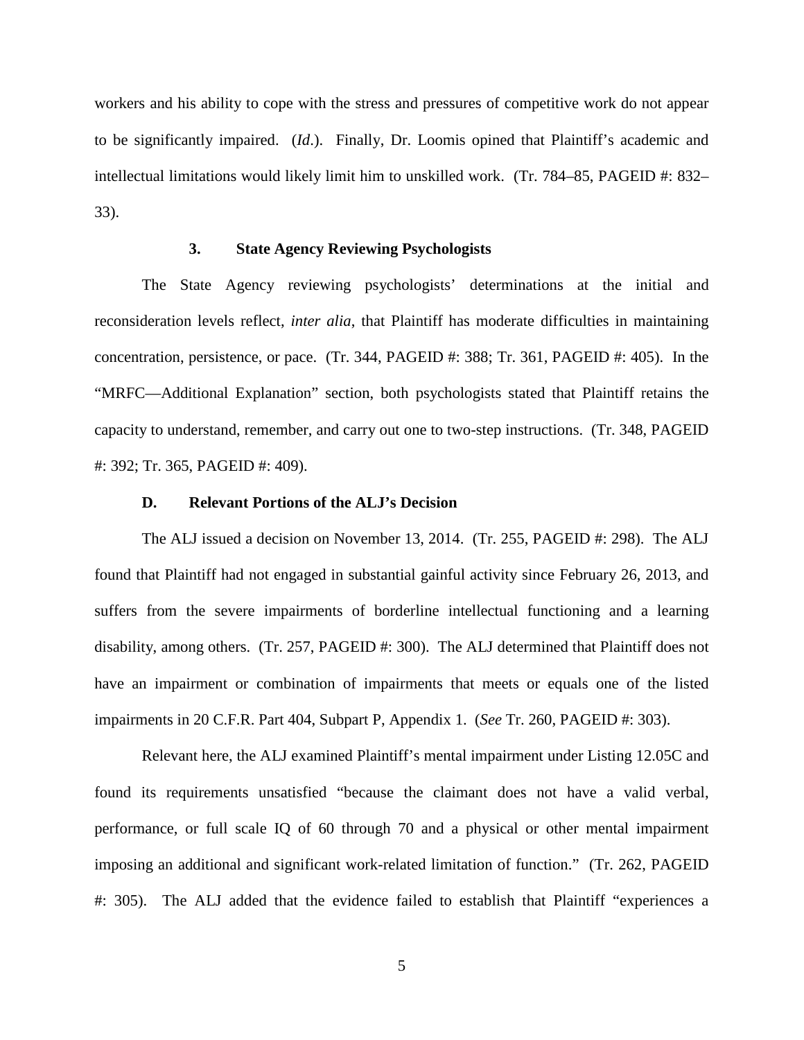workers and his ability to cope with the stress and pressures of competitive work do not appear to be significantly impaired. (*Id*.). Finally, Dr. Loomis opined that Plaintiff's academic and intellectual limitations would likely limit him to unskilled work. (Tr. 784–85, PAGEID #: 832–33).

### 3. State Agency Reviewing Psychologists

The State Agency reviewing psychologists' determinations at the initial and reconsideration levels reflect, *inter alia*, that Plaintiff has moderate difficulties in maintaining concentration, persistence, or pace. (Tr. 344, PAGEID #: 388; Tr. 361, PAGEID #: 405). In the "MRFC—Additional Explanation" section, both psychologists stated that Plaintiff retains the capacity to understand, remember, and carry out one to two-step instructions. (Tr. 348, PAGEID #: 392; Tr. 365, PAGEID #: 409).

### D. Relevant Portions of the ALJ's Decision

The ALJ issued a decision on November 13, 2014. (Tr. 255, PAGEID #: 298). The ALJ found that Plaintiff had not engaged in substantial gainful activity since February 26, 2013, and suffers from the severe impairments of borderline intellectual functioning and a learning disability, among others. (Tr. 257, PAGEID #: 300). The ALJ determined that Plaintiff does not have an impairment or combination of impairments that meets or equals one of the listed impairments in 20 C.F.R. Part 404, Subpart P, Appendix 1. (*See* Tr. 260, PAGEID #: 303).

Relevant here, the ALJ examined Plaintiff's mental impairment under Listing 12.05C and found its requirements unsatisfied "because the claimant does not have a valid verbal, performance, or full scale IQ of 60 through 70 and a physical or other mental impairment imposing an additional and significant work-related limitation of function." (Tr. 262, PAGEID #: 305). The ALJ added that the evidence failed to establish that Plaintiff "experiences a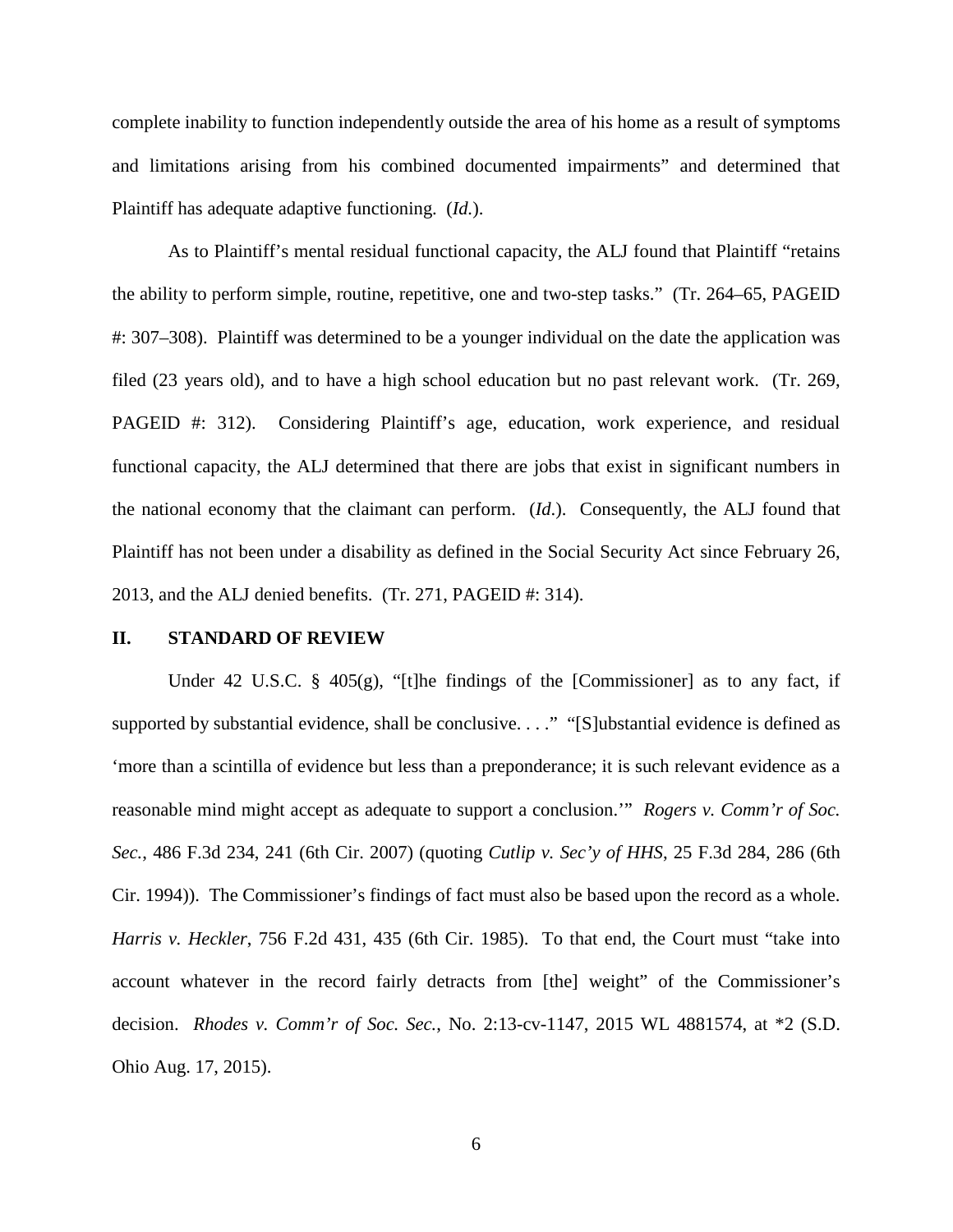complete inability to function independently outside the area of his home as a result of symptoms and limitations arising from his combined documented impairments" and determined that Plaintiff has adequate adaptive functioning. (*Id.*).

As to Plaintiff's mental residual functional capacity, the ALJ found that Plaintiff "retains the ability to perform simple, routine, repetitive, one and two-step tasks." (Tr. 264–65, PAGEID #: 307–308). Plaintiff was determined to be a younger individual on the date the application was filed (23 years old), and to have a high school education but no past relevant work. (Tr. 269, PAGEID #: 312). Considering Plaintiff's age, education, work experience, and residual functional capacity, the ALJ determined that there are jobs that exist in significant numbers in the national economy that the claimant can perform. (*Id.*). Consequently, the ALJ found that Plaintiff has not been under a disability as defined in the Social Security Act since February 26, 2013, and the ALJ denied benefits. (Tr. 271, PAGEID #: 314).

## II. STANDARD OF REVIEW

Under 42 U.S.C. § 405(g), "[t]he findings of the [Commissioner] as to any fact, if supported by substantial evidence, shall be conclusive. . . ." "[S]ubstantial evidence is defined as 'more than a scintilla of evidence but less than a preponderance; it is such relevant evidence as a reasonable mind might accept as adequate to support a conclusion.'" *Rogers v. Comm'r of Soc. Sec.*, 486 F.3d 234, 241 (6th Cir. 2007) (quoting *Cutlip v. Sec'y of HHS*, 25 F.3d 284, 286 (6th Cir. 1994)). The Commissioner's findings of fact must also be based upon the record as a whole. *Harris v. Heckler*, 756 F.2d 431, 435 (6th Cir. 1985). To that end, the Court must "take into account whatever in the record fairly detracts from [the] weight" of the Commissioner's decision. *Rhodes v. Comm'r of Soc. Sec.*, No. 2:13-cv-1147, 2015 WL 4881574, at *2 (S.D. Ohio Aug. 17, 2015).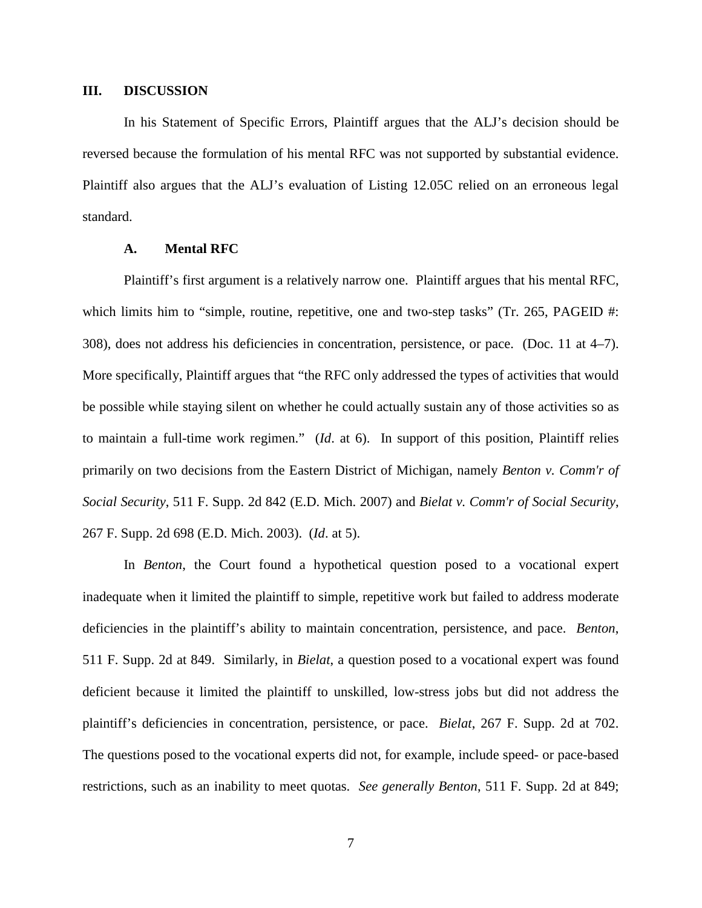## III. DISCUSSION

In his Statement of Specific Errors, Plaintiff argues that the ALJ's decision should be reversed because the formulation of his mental RFC was not supported by substantial evidence. Plaintiff also argues that the ALJ's evaluation of Listing 12.05C relied on an erroneous legal standard.

### A. Mental RFC

Plaintiff's first argument is a relatively narrow one. Plaintiff argues that his mental RFC, which limits him to "simple, routine, repetitive, one and two-step tasks" (Tr. 265, PAGEID #: 308), does not address his deficiencies in concentration, persistence, or pace. (Doc. 11 at 4–7). More specifically, Plaintiff argues that "the RFC only addressed the types of activities that would be possible while staying silent on whether he could actually sustain any of those activities so as to maintain a full-time work regimen." (*Id*. at 6). In support of this position, Plaintiff relies primarily on two decisions from the Eastern District of Michigan, namely *Benton v. Comm'r of Social Security*, 511 F. Supp. 2d 842 (E.D. Mich. 2007) and *Bielat v. Comm'r of Social Security*, 267 F. Supp. 2d 698 (E.D. Mich. 2003). (*Id*. at 5).

In *Benton*, the Court found a hypothetical question posed to a vocational expert inadequate when it limited the plaintiff to simple, repetitive work but failed to address moderate deficiencies in the plaintiff's ability to maintain concentration, persistence, and pace. *Benton*, 511 F. Supp. 2d at 849. Similarly, in *Bielat*, a question posed to a vocational expert was found deficient because it limited the plaintiff to unskilled, low-stress jobs but did not address the plaintiff's deficiencies in concentration, persistence, or pace. *Bielat*, 267 F. Supp. 2d at 702. The questions posed to the vocational experts did not, for example, include speed- or pace-based restrictions, such as an inability to meet quotas. *See generally Benton*, 511 F. Supp. 2d at 849;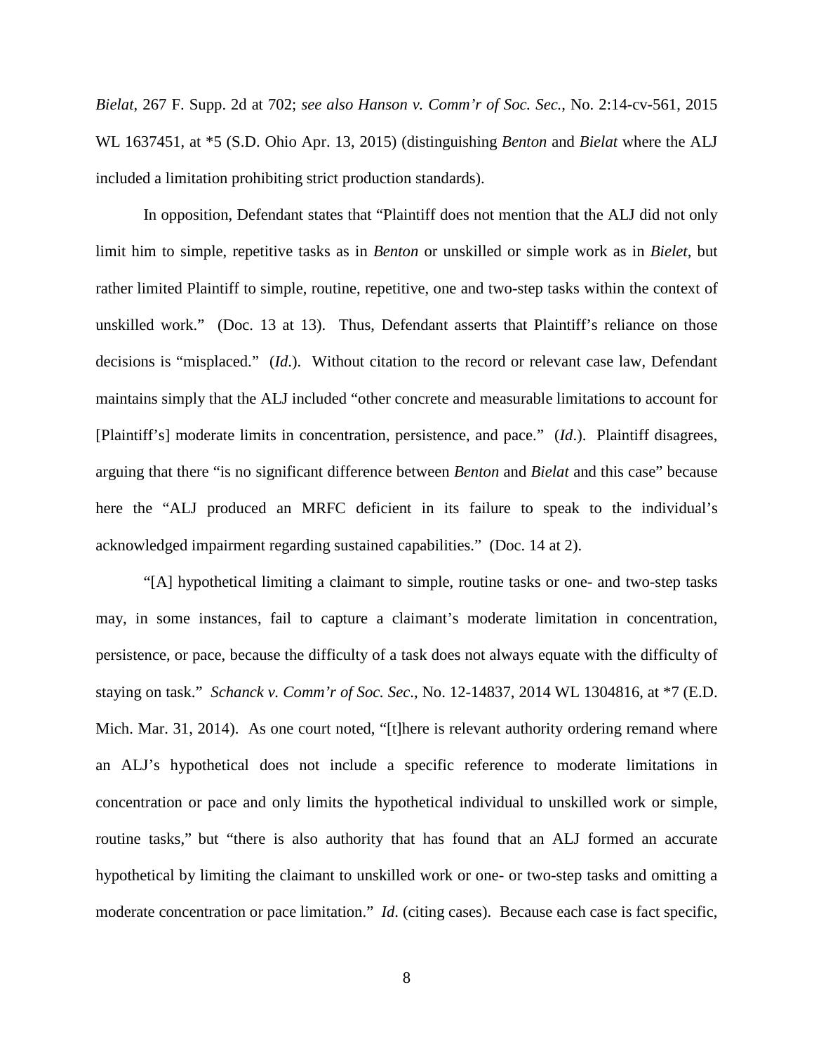*Bielat*, 267 F. Supp. 2d at 702; *see also Hanson v. Comm'r of Soc. Sec.*, No. 2:14-cv-561, 2015 WL 1637451, at *5 (S.D. Ohio Apr. 13, 2015) (distinguishing *Benton* and *Bielat* where the ALJ included a limitation prohibiting strict production standards).

In opposition, Defendant states that "Plaintiff does not mention that the ALJ did not only limit him to simple, repetitive tasks as in *Benton* or unskilled or simple work as in *Bielet*, but rather limited Plaintiff to simple, routine, repetitive, one and two-step tasks within the context of unskilled work." (Doc. 13 at 13). Thus, Defendant asserts that Plaintiff's reliance on those decisions is "misplaced." (*Id.*). Without citation to the record or relevant case law, Defendant maintains simply that the ALJ included "other concrete and measurable limitations to account for [Plaintiff's] moderate limits in concentration, persistence, and pace." (*Id*.). Plaintiff disagrees, arguing that there "is no significant difference between *Benton* and *Bielat* and this case" because here the "ALJ produced an MRFC deficient in its failure to speak to the individual's acknowledged impairment regarding sustained capabilities." (Doc. 14 at 2).

"[A] hypothetical limiting a claimant to simple, routine tasks or one- and two-step tasks may, in some instances, fail to capture a claimant's moderate limitation in concentration, persistence, or pace, because the difficulty of a task does not always equate with the difficulty of staying on task." *Schanck v. Comm'r of Soc. Sec*., No. 12-14837, 2014 WL 1304816, at *7 (E.D. Mich. Mar. 31, 2014). As one court noted, "[t]here is relevant authority ordering remand where an ALJ's hypothetical does not include a specific reference to moderate limitations in concentration or pace and only limits the hypothetical individual to unskilled work or simple, routine tasks," but "there is also authority that has found that an ALJ formed an accurate hypothetical by limiting the claimant to unskilled work or one- or two-step tasks and omitting a moderate concentration or pace limitation." *Id*. (citing cases). Because each case is fact specific,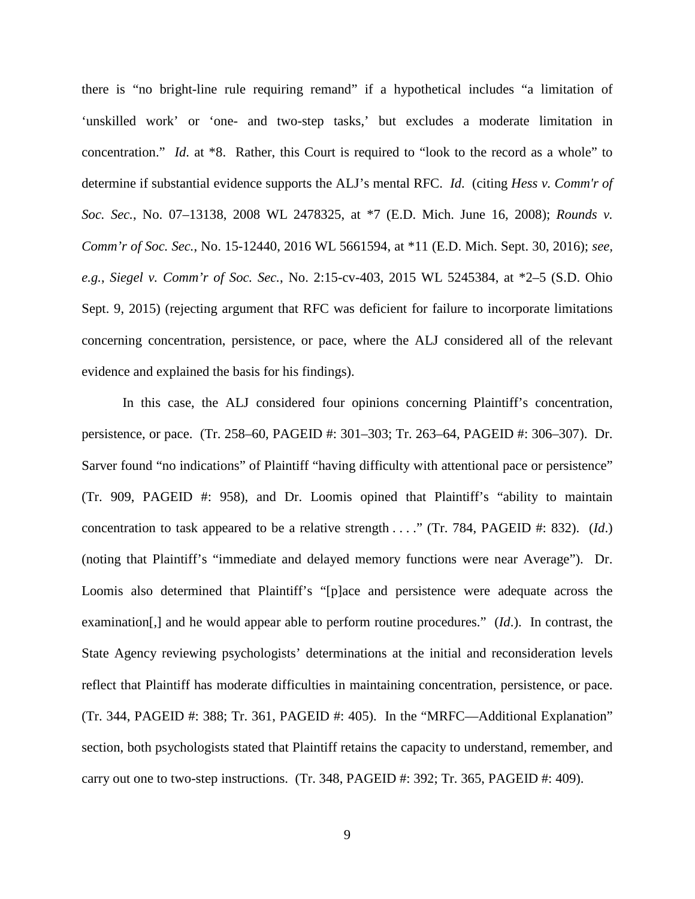there is "no bright-line rule requiring remand" if a hypothetical includes "a limitation of 'unskilled work' or 'one- and two-step tasks,' but excludes a moderate limitation in concentration." *Id*. at *8. Rather, this Court is required to "look to the record as a whole" to determine if substantial evidence supports the ALJ's mental RFC. *Id*. (citing *Hess v. Comm'r of Soc. Sec.*, No. 07–13138, 2008 WL 2478325, at *7 (E.D. Mich. June 16, 2008); *Rounds v. Comm'r of Soc. Sec.*, No. 15-12440, 2016 WL 5661594, at *11 (E.D. Mich. Sept. 30, 2016); *see, e.g.*, *Siegel v. Comm'r of Soc. Sec.*, No. 2:15-cv-403, 2015 WL 5245384, at *2–5 (S.D. Ohio Sept. 9, 2015) (rejecting argument that RFC was deficient for failure to incorporate limitations concerning concentration, persistence, or pace, where the ALJ considered all of the relevant evidence and explained the basis for his findings).

In this case, the ALJ considered four opinions concerning Plaintiff's concentration, persistence, or pace. (Tr. 258–60, PAGEID #: 301–303; Tr. 263–64, PAGEID #: 306–307). Dr. Sarver found "no indications" of Plaintiff "having difficulty with attentional pace or persistence" (Tr. 909, PAGEID #: 958), and Dr. Loomis opined that Plaintiff's "ability to maintain concentration to task appeared to be a relative strength . . . ." (Tr. 784, PAGEID #: 832). (*Id*.) (noting that Plaintiff's "immediate and delayed memory functions were near Average"). Dr. Loomis also determined that Plaintiff's "[p]ace and persistence were adequate across the examination[,] and he would appear able to perform routine procedures." (*Id*.). In contrast, the State Agency reviewing psychologists' determinations at the initial and reconsideration levels reflect that Plaintiff has moderate difficulties in maintaining concentration, persistence, or pace. (Tr. 344, PAGEID #: 388; Tr. 361, PAGEID #: 405). In the "MRFC—Additional Explanation" section, both psychologists stated that Plaintiff retains the capacity to understand, remember, and carry out one to two-step instructions. (Tr. 348, PAGEID #: 392; Tr. 365, PAGEID #: 409).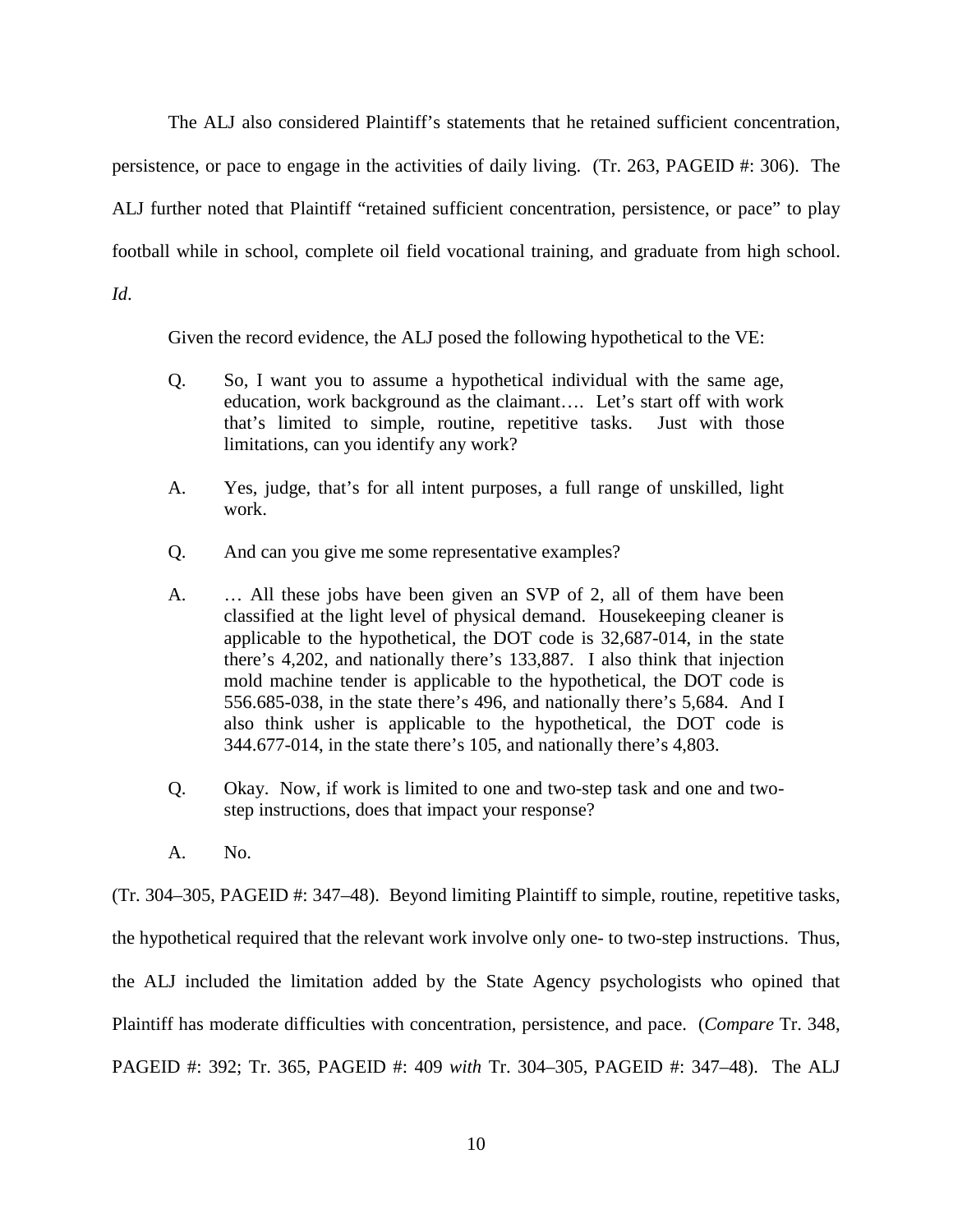The ALJ also considered Plaintiff's statements that he retained sufficient concentration, persistence, or pace to engage in the activities of daily living. (Tr. 263, PAGEID #: 306). The ALJ further noted that Plaintiff "retained sufficient concentration, persistence, or pace" to play football while in school, complete oil field vocational training, and graduate from high school. *Id.*

Given the record evidence, the ALJ posed the following hypothetical to the VE:

> Q. So, I want you to assume a hypothetical individual with the same age, education, work background as the claimant…. Let's start off with work that's limited to simple, routine, repetitive tasks. Just with those limitations, can you identify any work?
>
> A. Yes, judge, that's for all intent purposes, a full range of unskilled, light work.
>
> Q. And can you give me some representative examples?
>
> A. … All these jobs have been given an SVP of 2, all of them have been classified at the light level of physical demand. Housekeeping cleaner is applicable to the hypothetical, the DOT code is 32,687-014, in the state there's 4,202, and nationally there's 133,887. I also think that injection mold machine tender is applicable to the hypothetical, the DOT code is 556.685-038, in the state there's 496, and nationally there's 5,684. And I also think usher is applicable to the hypothetical, the DOT code is 344.677-014, in the state there's 105, and nationally there's 4,803.
>
> Q. Okay. Now, if work is limited to one and two-step task and one and two-step instructions, does that impact your response?
>
> A. No.

(Tr. 304–305, PAGEID #: 347–48). Beyond limiting Plaintiff to simple, routine, repetitive tasks, the hypothetical required that the relevant work involve only one- to two-step instructions. Thus, the ALJ included the limitation added by the State Agency psychologists who opined that Plaintiff has moderate difficulties with concentration, persistence, and pace. (*Compare* Tr. 348, PAGEID #: 392; Tr. 365, PAGEID #: 409 *with* Tr. 304–305, PAGEID #: 347–48). The ALJ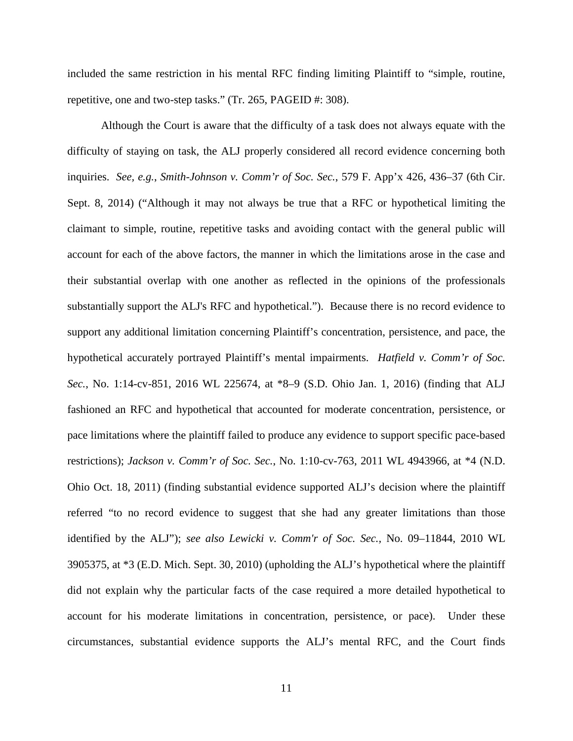included the same restriction in his mental RFC finding limiting Plaintiff to "simple, routine, repetitive, one and two-step tasks." (Tr. 265, PAGEID #: 308).

Although the Court is aware that the difficulty of a task does not always equate with the difficulty of staying on task, the ALJ properly considered all record evidence concerning both inquiries. *See, e.g.*, *Smith-Johnson v. Comm'r of Soc. Sec.*, 579 F. App'x 426, 436–37 (6th Cir. Sept. 8, 2014) ("Although it may not always be true that a RFC or hypothetical limiting the claimant to simple, routine, repetitive tasks and avoiding contact with the general public will account for each of the above factors, the manner in which the limitations arose in the case and their substantial overlap with one another as reflected in the opinions of the professionals substantially support the ALJ's RFC and hypothetical."). Because there is no record evidence to support any additional limitation concerning Plaintiff's concentration, persistence, and pace, the hypothetical accurately portrayed Plaintiff's mental impairments. *Hatfield v. Comm'r of Soc. Sec.*, No. 1:14-cv-851, 2016 WL 225674, at *8–9 (S.D. Ohio Jan. 1, 2016) (finding that ALJ fashioned an RFC and hypothetical that accounted for moderate concentration, persistence, or pace limitations where the plaintiff failed to produce any evidence to support specific pace-based restrictions); *Jackson v. Comm'r of Soc. Sec.*, No. 1:10-cv-763, 2011 WL 4943966, at *4 (N.D. Ohio Oct. 18, 2011) (finding substantial evidence supported ALJ's decision where the plaintiff referred "to no record evidence to suggest that she had any greater limitations than those identified by the ALJ"); *see also Lewicki v. Comm'r of Soc. Sec.*, No. 09–11844, 2010 WL 3905375, at *3 (E.D. Mich. Sept. 30, 2010) (upholding the ALJ's hypothetical where the plaintiff did not explain why the particular facts of the case required a more detailed hypothetical to account for his moderate limitations in concentration, persistence, or pace). Under these circumstances, substantial evidence supports the ALJ's mental RFC, and the Court finds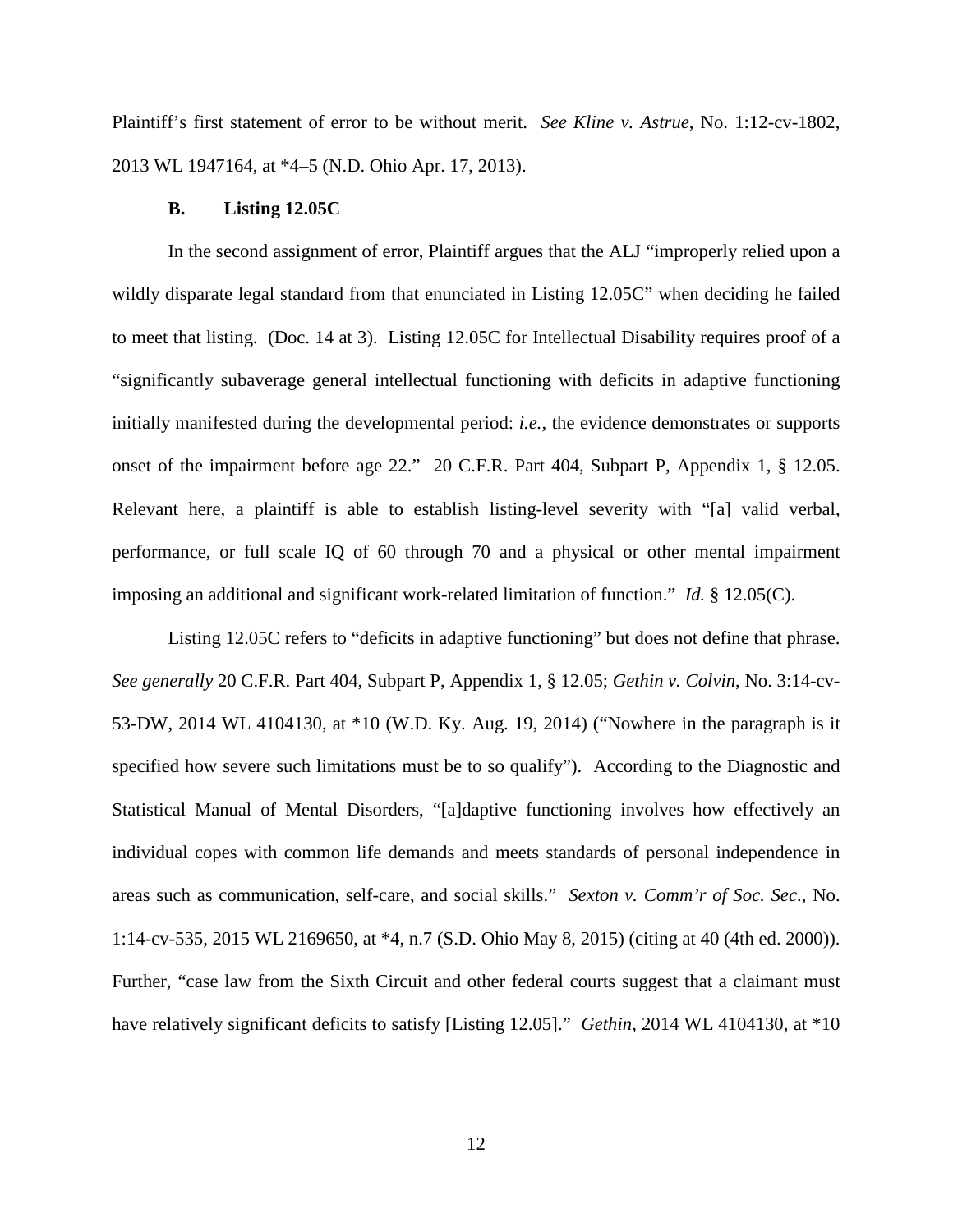Plaintiff's first statement of error to be without merit. *See Kline v. Astrue*, No. 1:12-cv-1802, 2013 WL 1947164, at *4–5 (N.D. Ohio Apr. 17, 2013).

### B. Listing 12.05C

In the second assignment of error, Plaintiff argues that the ALJ "improperly relied upon a wildly disparate legal standard from that enunciated in Listing 12.05C" when deciding he failed to meet that listing. (Doc. 14 at 3). Listing 12.05C for Intellectual Disability requires proof of a "significantly subaverage general intellectual functioning with deficits in adaptive functioning initially manifested during the developmental period: *i.e.,* the evidence demonstrates or supports onset of the impairment before age 22." 20 C.F.R. Part 404, Subpart P, Appendix 1, § 12.05. Relevant here, a plaintiff is able to establish listing-level severity with "[a] valid verbal, performance, or full scale IQ of 60 through 70 and a physical or other mental impairment imposing an additional and significant work-related limitation of function." *Id.* § 12.05(C).

Listing 12.05C refers to "deficits in adaptive functioning" but does not define that phrase. *See generally* 20 C.F.R. Part 404, Subpart P, Appendix 1, § 12.05; *Gethin v. Colvin*, No. 3:14-cv-53-DW, 2014 WL 4104130, at *10 (W.D. Ky. Aug. 19, 2014) ("Nowhere in the paragraph is it specified how severe such limitations must be to so qualify"). According to the Diagnostic and Statistical Manual of Mental Disorders, "[a]daptive functioning involves how effectively an individual copes with common life demands and meets standards of personal independence in areas such as communication, self-care, and social skills." *Sexton v. Comm'r of Soc. Sec.*, No. 1:14-cv-535, 2015 WL 2169650, at *4, n.7 (S.D. Ohio May 8, 2015) (citing at 40 (4th ed. 2000)). Further, "case law from the Sixth Circuit and other federal courts suggest that a claimant must have relatively significant deficits to satisfy [Listing 12.05]." *Gethin*, 2014 WL 4104130, at *10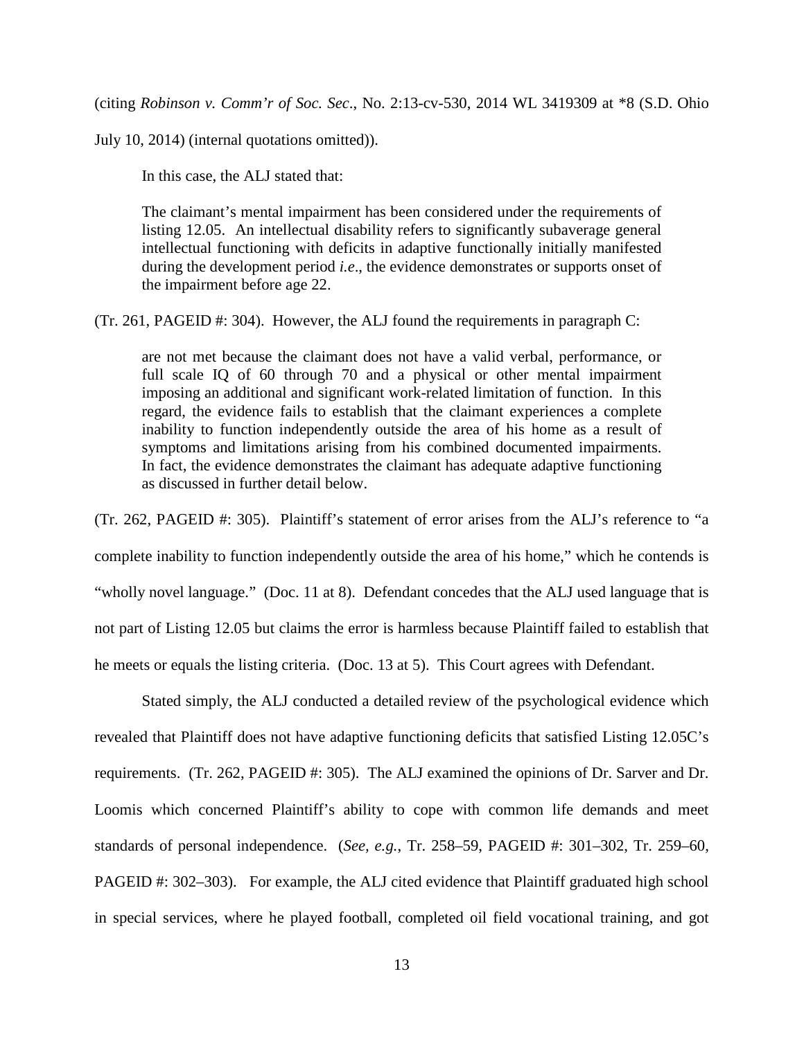(citing *Robinson v. Comm'r of Soc. Sec*., No. 2:13-cv-530, 2014 WL 3419309 at *8 (S.D. Ohio July 10, 2014) (internal quotations omitted)).

In this case, the ALJ stated that:

> The claimant's mental impairment has been considered under the requirements of listing 12.05. An intellectual disability refers to significantly subaverage general intellectual functioning with deficits in adaptive functionally initially manifested during the development period *i.e*., the evidence demonstrates or supports onset of the impairment before age 22.

(Tr. 261, PAGEID #: 304). However, the ALJ found the requirements in paragraph C:

> are not met because the claimant does not have a valid verbal, performance, or full scale IQ of 60 through 70 and a physical or other mental impairment imposing an additional and significant work-related limitation of function. In this regard, the evidence fails to establish that the claimant experiences a complete inability to function independently outside the area of his home as a result of symptoms and limitations arising from his combined documented impairments. In fact, the evidence demonstrates the claimant has adequate adaptive functioning as discussed in further detail below.

(Tr. 262, PAGEID #: 305). Plaintiff's statement of error arises from the ALJ's reference to "a complete inability to function independently outside the area of his home," which he contends is "wholly novel language." (Doc. 11 at 8). Defendant concedes that the ALJ used language that is not part of Listing 12.05 but claims the error is harmless because Plaintiff failed to establish that he meets or equals the listing criteria. (Doc. 13 at 5). This Court agrees with Defendant.

Stated simply, the ALJ conducted a detailed review of the psychological evidence which revealed that Plaintiff does not have adaptive functioning deficits that satisfied Listing 12.05C's requirements. (Tr. 262, PAGEID #: 305). The ALJ examined the opinions of Dr. Sarver and Dr. Loomis which concerned Plaintiff's ability to cope with common life demands and meet standards of personal independence. (*See*, *e.g.*, Tr. 258–59, PAGEID #: 301–302, Tr. 259–60, PAGEID #: 302–303). For example, the ALJ cited evidence that Plaintiff graduated high school in special services, where he played football, completed oil field vocational training, and got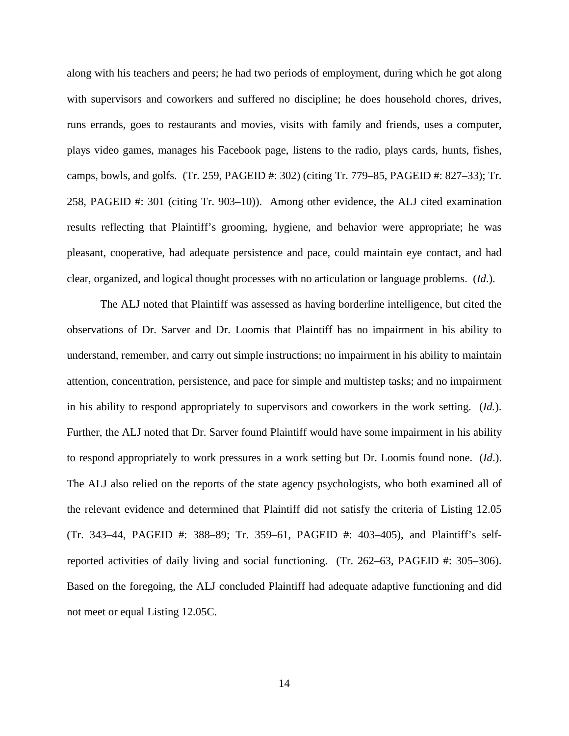along with his teachers and peers; he had two periods of employment, during which he got along with supervisors and coworkers and suffered no discipline; he does household chores, drives, runs errands, goes to restaurants and movies, visits with family and friends, uses a computer, plays video games, manages his Facebook page, listens to the radio, plays cards, hunts, fishes, camps, bowls, and golfs. (Tr. 259, PAGEID #: 302) (citing Tr. 779–85, PAGEID #: 827–33); Tr. 258, PAGEID #: 301 (citing Tr. 903–10)). Among other evidence, the ALJ cited examination results reflecting that Plaintiff's grooming, hygiene, and behavior were appropriate; he was pleasant, cooperative, had adequate persistence and pace, could maintain eye contact, and had clear, organized, and logical thought processes with no articulation or language problems. (*Id*.).

The ALJ noted that Plaintiff was assessed as having borderline intelligence, but cited the observations of Dr. Sarver and Dr. Loomis that Plaintiff has no impairment in his ability to understand, remember, and carry out simple instructions; no impairment in his ability to maintain attention, concentration, persistence, and pace for simple and multistep tasks; and no impairment in his ability to respond appropriately to supervisors and coworkers in the work setting. (*Id.*). Further, the ALJ noted that Dr. Sarver found Plaintiff would have some impairment in his ability to respond appropriately to work pressures in a work setting but Dr. Loomis found none. (*Id*.). The ALJ also relied on the reports of the state agency psychologists, who both examined all of the relevant evidence and determined that Plaintiff did not satisfy the criteria of Listing 12.05 (Tr. 343–44, PAGEID #: 388–89; Tr. 359–61, PAGEID #: 403–405), and Plaintiff's self-reported activities of daily living and social functioning. (Tr. 262–63, PAGEID #: 305–306). Based on the foregoing, the ALJ concluded Plaintiff had adequate adaptive functioning and did not meet or equal Listing 12.05C.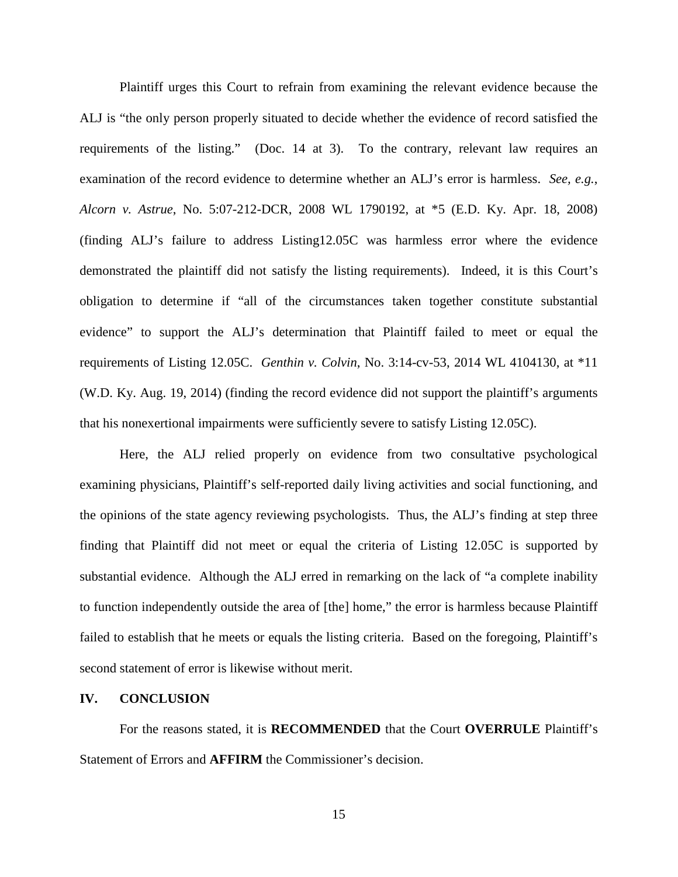Plaintiff urges this Court to refrain from examining the relevant evidence because the ALJ is "the only person properly situated to decide whether the evidence of record satisfied the requirements of the listing." (Doc. 14 at 3). To the contrary, relevant law requires an examination of the record evidence to determine whether an ALJ's error is harmless. *See, e.g.*, *Alcorn v. Astrue*, No. 5:07-212-DCR, 2008 WL 1790192, at *5 (E.D. Ky. Apr. 18, 2008) (finding ALJ's failure to address Listing12.05C was harmless error where the evidence demonstrated the plaintiff did not satisfy the listing requirements). Indeed, it is this Court's obligation to determine if "all of the circumstances taken together constitute substantial evidence" to support the ALJ's determination that Plaintiff failed to meet or equal the requirements of Listing 12.05C. *Genthin v. Colvin*, No. 3:14-cv-53, 2014 WL 4104130, at *11 (W.D. Ky. Aug. 19, 2014) (finding the record evidence did not support the plaintiff's arguments that his nonexertional impairments were sufficiently severe to satisfy Listing 12.05C).

Here, the ALJ relied properly on evidence from two consultative psychological examining physicians, Plaintiff's self-reported daily living activities and social functioning, and the opinions of the state agency reviewing psychologists. Thus, the ALJ's finding at step three finding that Plaintiff did not meet or equal the criteria of Listing 12.05C is supported by substantial evidence. Although the ALJ erred in remarking on the lack of "a complete inability to function independently outside the area of [the] home," the error is harmless because Plaintiff failed to establish that he meets or equals the listing criteria. Based on the foregoing, Plaintiff's second statement of error is likewise without merit.

## IV. CONCLUSION

For the reasons stated, it is **RECOMMENDED** that the Court **OVERRULE** Plaintiff's Statement of Errors and **AFFIRM** the Commissioner's decision.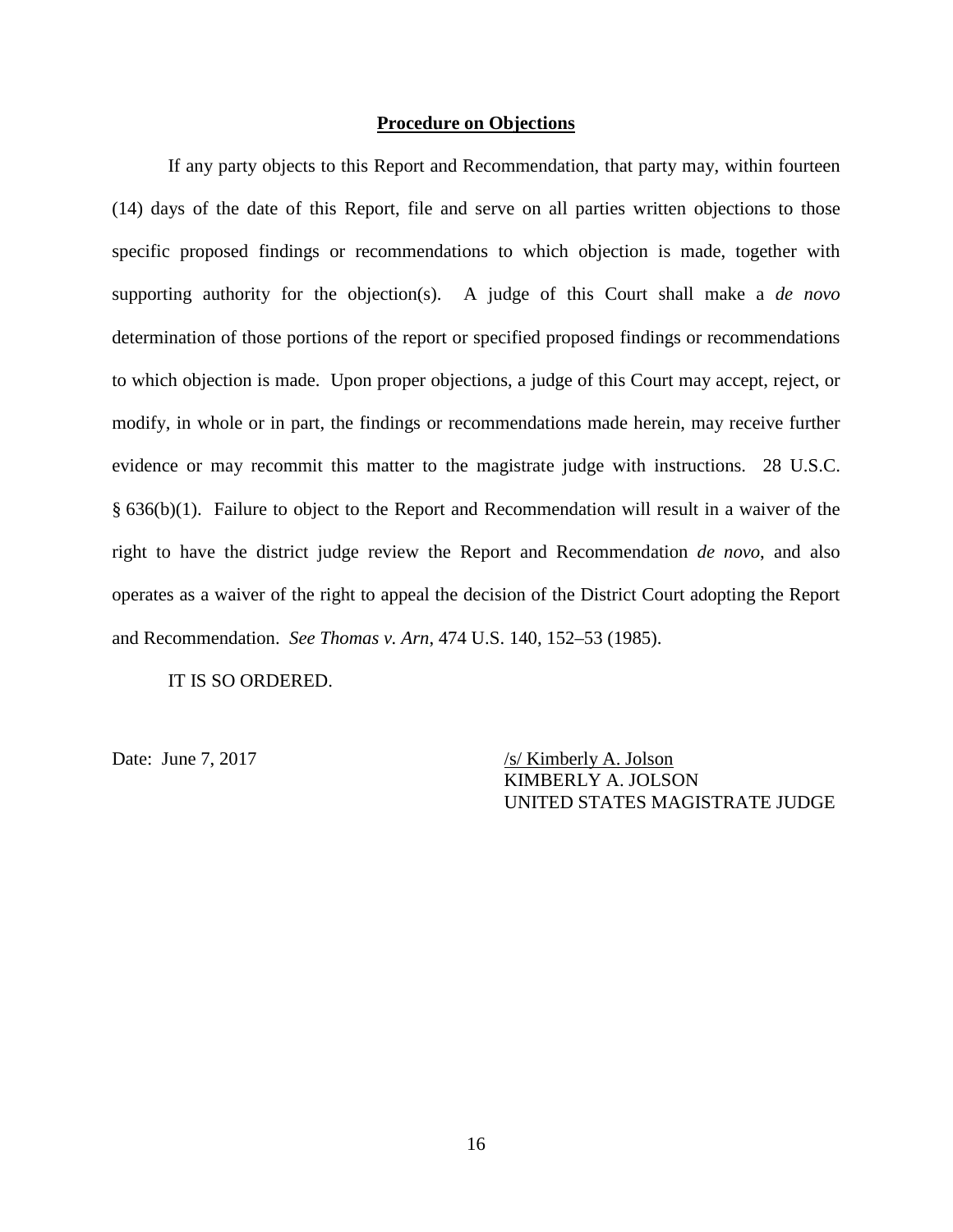**Procedure on Objections**

If any party objects to this Report and Recommendation, that party may, within fourteen (14) days of the date of this Report, file and serve on all parties written objections to those specific proposed findings or recommendations to which objection is made, together with supporting authority for the objection(s). A judge of this Court shall make a *de novo* determination of those portions of the report or specified proposed findings or recommendations to which objection is made. Upon proper objections, a judge of this Court may accept, reject, or modify, in whole or in part, the findings or recommendations made herein, may receive further evidence or may recommit this matter to the magistrate judge with instructions. 28 U.S.C. § 636(b)(1). Failure to object to the Report and Recommendation will result in a waiver of the right to have the district judge review the Report and Recommendation *de novo*, and also operates as a waiver of the right to appeal the decision of the District Court adopting the Report and Recommendation. *See Thomas v. Arn*, 474 U.S. 140, 152–53 (1985).

IT IS SO ORDERED.

Date: June 7, 2017

/s/ Kimberly A. Jolson
KIMBERLY A. JOLSON
UNITED STATES MAGISTRATE JUDGE